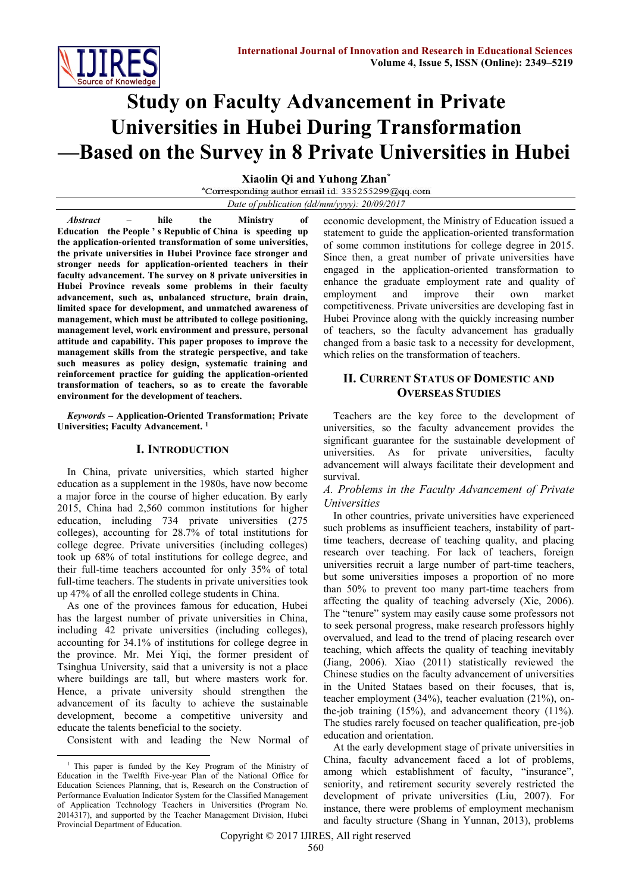# Study on Faculty Advancement in Private Universities in Hubei During Transformation —Based on the Survey in 8 Private Universities in Hubei

**Xiaolin Qi and Yuhong Zhan***

*Corresponding author email id: 335255299@qq.com

*Date of publication (dd/mm/yyyy): 20/09/2017*

***Abstract*** **– hile the Ministry of Education the People ' s Republic of China is speeding up the application-oriented transformation of some universities, the private universities in Hubei Province face stronger and stronger needs for application-oriented teachers in their faculty advancement. The survey on 8 private universities in Hubei Province reveals some problems in their faculty advancement, such as, unbalanced structure, brain drain, limited space for development, and unmatched awareness of management, which must be attributed to college positioning, management level, work environment and pressure, personal attitude and capability. This paper proposes to improve the management skills from the strategic perspective, and take such measures as policy design, systematic training and reinforcement practice for guiding the application-oriented transformation of teachers, so as to create the favorable environment for the development of teachers.**

***Keywords*** **– Application-Oriented Transformation; Private Universities; Faculty Advancement.** [1]

## I. Introduction

In China, private universities, which started higher education as a supplement in the 1980s, have now become a major force in the course of higher education. By early 2015, China had 2,560 common institutions for higher education, including 734 private universities (275 colleges), accounting for 28.7% of total institutions for college degree. Private universities (including colleges) took up 68% of total institutions for college degree, and their full-time teachers accounted for only 35% of total full-time teachers. The students in private universities took up 47% of all the enrolled college students in China.

As one of the provinces famous for education, Hubei has the largest number of private universities in China, including 42 private universities (including colleges), accounting for 34.1% of institutions for college degree in the province. Mr. Mei Yiqi, the former president of Tsinghua University, said that a university is not a place where buildings are tall, but where masters work for. Hence, a private university should strengthen the advancement of its faculty to achieve the sustainable development, become a competitive university and educate the talents beneficial to the society.

Consistent with and leading the New Normal of economic development, the Ministry of Education issued a statement to guide the application-oriented transformation of some common institutions for college degree in 2015. Since then, a great number of private universities have engaged in the application-oriented transformation to enhance the graduate employment rate and quality of employment and improve their own market competitiveness. Private universities are developing fast in Hubei Province along with the quickly increasing number of teachers, so the faculty advancement has gradually changed from a basic task to a necessity for development, which relies on the transformation of teachers.

## II. Current Status of Domestic and Overseas Studies

Teachers are the key force to the development of universities, so the faculty advancement provides the significant guarantee for the sustainable development of universities. As for private universities, faculty advancement will always facilitate their development and survival.

### *A. Problems in the Faculty Advancement of Private Universities*

In other countries, private universities have experienced such problems as insufficient teachers, instability of part-time teachers, decrease of teaching quality, and placing research over teaching. For lack of teachers, foreign universities recruit a large number of part-time teachers, but some universities imposes a proportion of no more than 50% to prevent too many part-time teachers from affecting the quality of teaching adversely (Xie, 2006). The "tenure" system may easily cause some professors not to seek personal progress, make research professors highly overvalued, and lead to the trend of placing research over teaching, which affects the quality of teaching inevitably (Jiang, 2006). Xiao (2011) statistically reviewed the Chinese studies on the faculty advancement of universities in the United Stataes based on their focuses, that is, teacher employment (34%), teacher evaluation (21%), on-the-job training (15%), and advancement theory (11%). The studies rarely focused on teacher qualification, pre-job education and orientation.

At the early development stage of private universities in China, faculty advancement faced a lot of problems, among which establishment of faculty, "insurance", seniority, and retirement security severely restricted the development of private universities (Liu, 2007). For instance, there were problems of employment mechanism and faculty structure (Shang in Yunnan, 2013), problems

---

[1] This paper is funded by the Key Program of the Ministry of Education in the Twelfth Five-year Plan of the National Office for Education Sciences Planning, that is, Research on the Construction of Performance Evaluation Indicator System for the Classified Management of Application Technology Teachers in Universities (Program No. 2014317), and supported by the Teacher Management Division, Hubei Provincial Department of Education.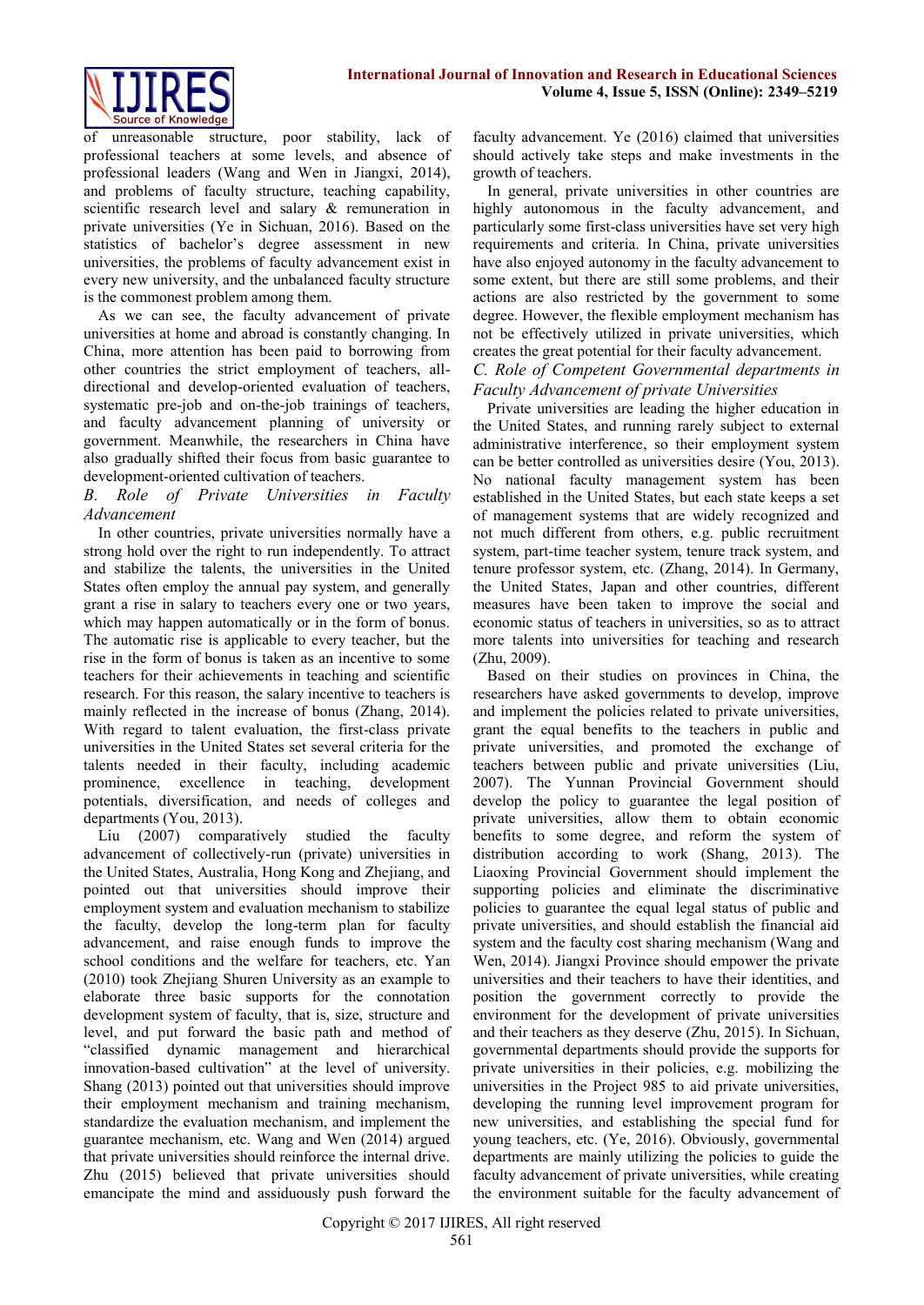of unreasonable structure, poor stability, lack of professional teachers at some levels, and absence of professional leaders (Wang and Wen in Jiangxi, 2014), and problems of faculty structure, teaching capability, scientific research level and salary & remuneration in private universities (Ye in Sichuan, 2016). Based on the statistics of bachelor's degree assessment in new universities, the problems of faculty advancement exist in every new university, and the unbalanced faculty structure is the commonest problem among them.

As we can see, the faculty advancement of private universities at home and abroad is constantly changing. In China, more attention has been paid to borrowing from other countries the strict employment of teachers, all-directional and develop-oriented evaluation of teachers, systematic pre-job and on-the-job trainings of teachers, and faculty advancement planning of university or government. Meanwhile, the researchers in China have also gradually shifted their focus from basic guarantee to development-oriented cultivation of teachers.

### *B. Role of Private Universities in Faculty Advancement*

In other countries, private universities normally have a strong hold over the right to run independently. To attract and stabilize the talents, the universities in the United States often employ the annual pay system, and generally grant a rise in salary to teachers every one or two years, which may happen automatically or in the form of bonus. The automatic rise is applicable to every teacher, but the rise in the form of bonus is taken as an incentive to some teachers for their achievements in teaching and scientific research. For this reason, the salary incentive to teachers is mainly reflected in the increase of bonus (Zhang, 2014). With regard to talent evaluation, the first-class private universities in the United States set several criteria for the talents needed in their faculty, including academic prominence, excellence in teaching, development potentials, diversification, and needs of colleges and departments (You, 2013).

Liu (2007) comparatively studied the faculty advancement of collectively-run (private) universities in the United States, Australia, Hong Kong and Zhejiang, and pointed out that universities should improve their employment system and evaluation mechanism to stabilize the faculty, develop the long-term plan for faculty advancement, and raise enough funds to improve the school conditions and the welfare for teachers, etc. Yan (2010) took Zhejiang Shuren University as an example to elaborate three basic supports for the connotation development system of faculty, that is, size, structure and level, and put forward the basic path and method of "classified dynamic management and hierarchical innovation-based cultivation" at the level of university. Shang (2013) pointed out that universities should improve their employment mechanism and training mechanism, standardize the evaluation mechanism, and implement the guarantee mechanism, etc. Wang and Wen (2014) argued that private universities should reinforce the internal drive. Zhu (2015) believed that private universities should emancipate the mind and assiduously push forward the faculty advancement. Ye (2016) claimed that universities should actively take steps and make investments in the growth of teachers.

In general, private universities in other countries are highly autonomous in the faculty advancement, and particularly some first-class universities have set very high requirements and criteria. In China, private universities have also enjoyed autonomy in the faculty advancement to some extent, but there are still some problems, and their actions are also restricted by the government to some degree. However, the flexible employment mechanism has not be effectively utilized in private universities, which creates the great potential for their faculty advancement.

### *C. Role of Competent Governmental departments in Faculty Advancement of private Universities*

Private universities are leading the higher education in the United States, and running rarely subject to external administrative interference, so their employment system can be better controlled as universities desire (You, 2013). No national faculty management system has been established in the United States, but each state keeps a set of management systems that are widely recognized and not much different from others, e.g. public recruitment system, part-time teacher system, tenure track system, and tenure professor system, etc. (Zhang, 2014). In Germany, the United States, Japan and other countries, different measures have been taken to improve the social and economic status of teachers in universities, so as to attract more talents into universities for teaching and research (Zhu, 2009).

Based on their studies on provinces in China, the researchers have asked governments to develop, improve and implement the policies related to private universities, grant the equal benefits to the teachers in public and private universities, and promoted the exchange of teachers between public and private universities (Liu, 2007). The Yunnan Provincial Government should develop the policy to guarantee the legal position of private universities, allow them to obtain economic benefits to some degree, and reform the system of distribution according to work (Shang, 2013). The Liaoxing Provincial Government should implement the supporting policies and eliminate the discriminative policies to guarantee the equal legal status of public and private universities, and should establish the financial aid system and the faculty cost sharing mechanism (Wang and Wen, 2014). Jiangxi Province should empower the private universities and their teachers to have their identities, and position the government correctly to provide the environment for the development of private universities and their teachers as they deserve (Zhu, 2015). In Sichuan, governmental departments should provide the supports for private universities in their policies, e.g. mobilizing the universities in the Project 985 to aid private universities, developing the running level improvement program for new universities, and establishing the special fund for young teachers, etc. (Ye, 2016). Obviously, governmental departments are mainly utilizing the policies to guide the faculty advancement of private universities, while creating the environment suitable for the faculty advancement of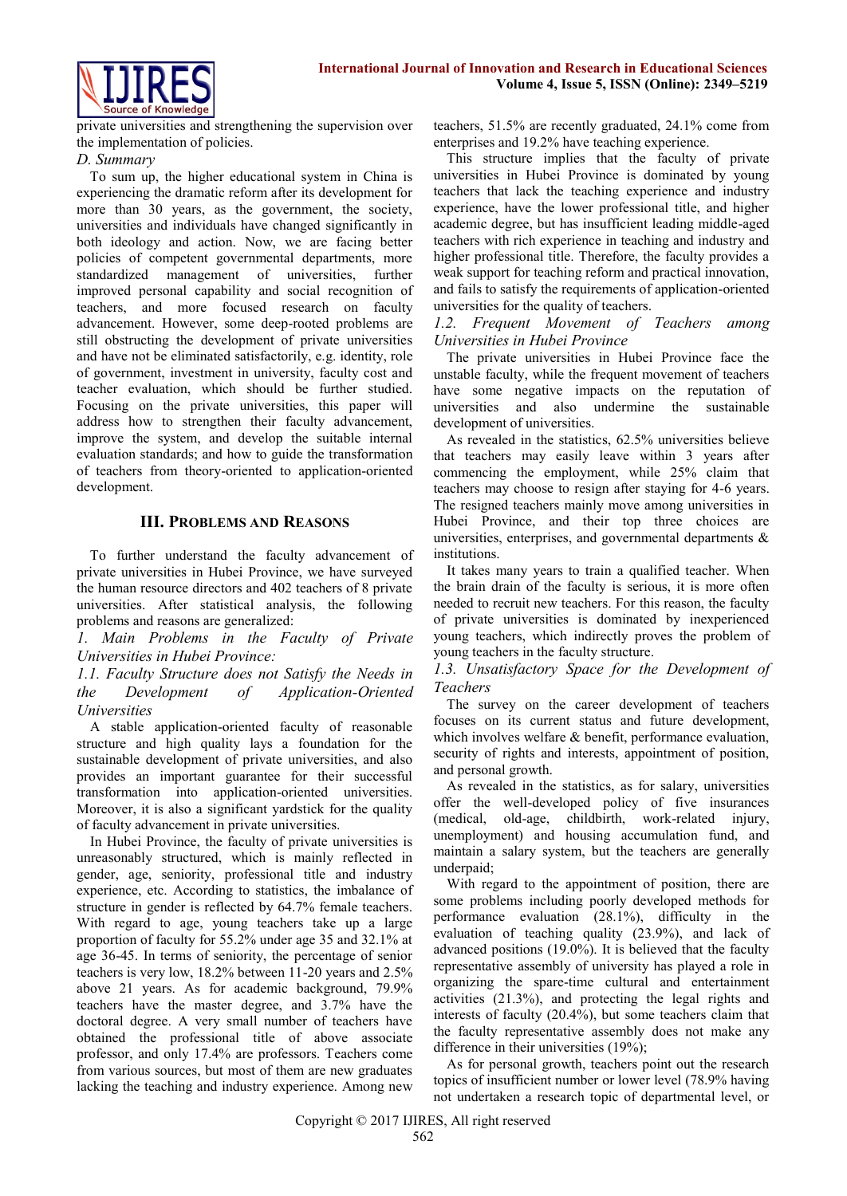private universities and strengthening the supervision over the implementation of policies.

*D. Summary*

To sum up, the higher educational system in China is experiencing the dramatic reform after its development for more than 30 years, as the government, the society, universities and individuals have changed significantly in both ideology and action. Now, we are facing better policies of competent governmental departments, more standardized management of universities, further improved personal capability and social recognition of teachers, and more focused research on faculty advancement. However, some deep-rooted problems are still obstructing the development of private universities and have not be eliminated satisfactorily, e.g. identity, role of government, investment in university, faculty cost and teacher evaluation, which should be further studied. Focusing on the private universities, this paper will address how to strengthen their faculty advancement, improve the system, and develop the suitable internal evaluation standards; and how to guide the transformation of teachers from theory-oriented to application-oriented development.

## III. Problems and Reasons

To further understand the faculty advancement of private universities in Hubei Province, we have surveyed the human resource directors and 402 teachers of 8 private universities. After statistical analysis, the following problems and reasons are generalized:

*1. Main Problems in the Faculty of Private Universities in Hubei Province:*

*1.1. Faculty Structure does not Satisfy the Needs in the Development of Application-Oriented Universities*

A stable application-oriented faculty of reasonable structure and high quality lays a foundation for the sustainable development of private universities, and also provides an important guarantee for their successful transformation into application-oriented universities. Moreover, it is also a significant yardstick for the quality of faculty advancement in private universities.

In Hubei Province, the faculty of private universities is unreasonably structured, which is mainly reflected in gender, age, seniority, professional title and industry experience, etc. According to statistics, the imbalance of structure in gender is reflected by 64.7% female teachers. With regard to age, young teachers take up a large proportion of faculty for 55.2% under age 35 and 32.1% at age 36-45. In terms of seniority, the percentage of senior teachers is very low, 18.2% between 11-20 years and 2.5% above 21 years. As for academic background, 79.9% teachers have the master degree, and 3.7% have the doctoral degree. A very small number of teachers have obtained the professional title of above associate professor, and only 17.4% are professors. Teachers come from various sources, but most of them are new graduates lacking the teaching and industry experience. Among new teachers, 51.5% are recently graduated, 24.1% come from enterprises and 19.2% have teaching experience.

This structure implies that the faculty of private universities in Hubei Province is dominated by young teachers that lack the teaching experience and industry experience, have the lower professional title, and higher academic degree, but has insufficient leading middle-aged teachers with rich experience in teaching and industry and higher professional title. Therefore, the faculty provides a weak support for teaching reform and practical innovation, and fails to satisfy the requirements of application-oriented universities for the quality of teachers.

*1.2. Frequent Movement of Teachers among Universities in Hubei Province*

The private universities in Hubei Province face the unstable faculty, while the frequent movement of teachers have some negative impacts on the reputation of universities and also undermine the sustainable development of universities.

As revealed in the statistics, 62.5% universities believe that teachers may easily leave within 3 years after commencing the employment, while 25% claim that teachers may choose to resign after staying for 4-6 years. The resigned teachers mainly move among universities in Hubei Province, and their top three choices are universities, enterprises, and governmental departments & institutions.

It takes many years to train a qualified teacher. When the brain drain of the faculty is serious, it is more often needed to recruit new teachers. For this reason, the faculty of private universities is dominated by inexperienced young teachers, which indirectly proves the problem of young teachers in the faculty structure.

*1.3. Unsatisfactory Space for the Development of Teachers*

The survey on the career development of teachers focuses on its current status and future development, which involves welfare & benefit, performance evaluation, security of rights and interests, appointment of position, and personal growth.

As revealed in the statistics, as for salary, universities offer the well-developed policy of five insurances (medical, old-age, childbirth, work-related injury, unemployment) and housing accumulation fund, and maintain a salary system, but the teachers are generally underpaid;

With regard to the appointment of position, there are some problems including poorly developed methods for performance evaluation (28.1%), difficulty in the evaluation of teaching quality (23.9%), and lack of advanced positions (19.0%). It is believed that the faculty representative assembly of university has played a role in organizing the spare-time cultural and entertainment activities (21.3%), and protecting the legal rights and interests of faculty (20.4%), but some teachers claim that the faculty representative assembly does not make any difference in their universities (19%);

As for personal growth, teachers point out the research topics of insufficient number or lower level (78.9% having not undertaken a research topic of departmental level, or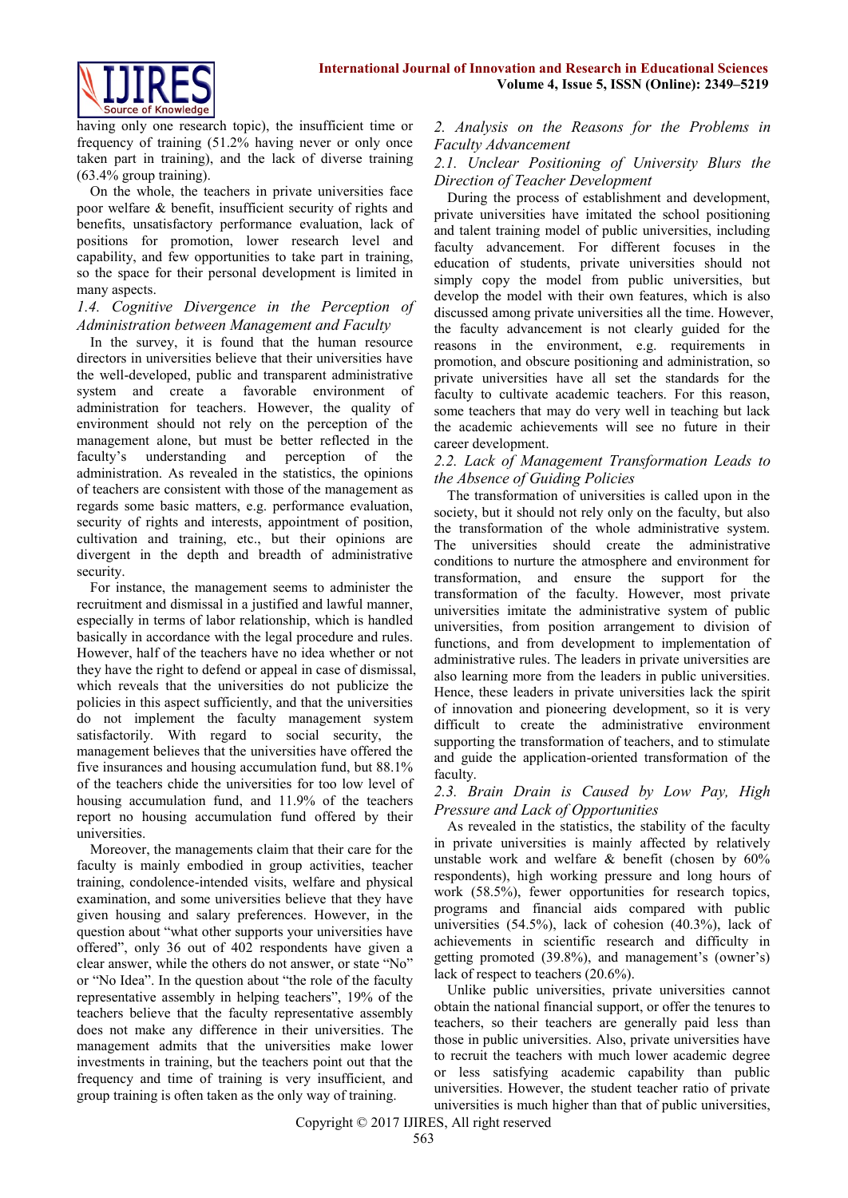having only one research topic), the insufficient time or frequency of training (51.2% having never or only once taken part in training), and the lack of diverse training (63.4% group training).

On the whole, the teachers in private universities face poor welfare & benefit, insufficient security of rights and benefits, unsatisfactory performance evaluation, lack of positions for promotion, lower research level and capability, and few opportunities to take part in training, so the space for their personal development is limited in many aspects.

### *1.4. Cognitive Divergence in the Perception of Administration between Management and Faculty*

In the survey, it is found that the human resource directors in universities believe that their universities have the well-developed, public and transparent administrative system and create a favorable environment of administration for teachers. However, the quality of environment should not rely on the perception of the management alone, but must be better reflected in the faculty's understanding and perception of the administration. As revealed in the statistics, the opinions of teachers are consistent with those of the management as regards some basic matters, e.g. performance evaluation, security of rights and interests, appointment of position, cultivation and training, etc., but their opinions are divergent in the depth and breadth of administrative security.

For instance, the management seems to administer the recruitment and dismissal in a justified and lawful manner, especially in terms of labor relationship, which is handled basically in accordance with the legal procedure and rules. However, half of the teachers have no idea whether or not they have the right to defend or appeal in case of dismissal, which reveals that the universities do not publicize the policies in this aspect sufficiently, and that the universities do not implement the faculty management system satisfactorily. With regard to social security, the management believes that the universities have offered the five insurances and housing accumulation fund, but 88.1% of the teachers chide the universities for too low level of housing accumulation fund, and 11.9% of the teachers report no housing accumulation fund offered by their universities.

Moreover, the managements claim that their care for the faculty is mainly embodied in group activities, teacher training, condolence-intended visits, welfare and physical examination, and some universities believe that they have given housing and salary preferences. However, in the question about "what other supports your universities have offered", only 36 out of 402 respondents have given a clear answer, while the others do not answer, or state "No" or "No Idea". In the question about "the role of the faculty representative assembly in helping teachers", 19% of the teachers believe that the faculty representative assembly does not make any difference in their universities. The management admits that the universities make lower investments in training, but the teachers point out that the frequency and time of training is very insufficient, and group training is often taken as the only way of training.

### *2. Analysis on the Reasons for the Problems in Faculty Advancement*

### *2.1. Unclear Positioning of University Blurs the Direction of Teacher Development*

During the process of establishment and development, private universities have imitated the school positioning and talent training model of public universities, including faculty advancement. For different focuses in the education of students, private universities should not simply copy the model from public universities, but develop the model with their own features, which is also discussed among private universities all the time. However, the faculty advancement is not clearly guided for the reasons in the environment, e.g. requirements in promotion, and obscure positioning and administration, so private universities have all set the standards for the faculty to cultivate academic teachers. For this reason, some teachers that may do very well in teaching but lack the academic achievements will see no future in their career development.

### *2.2. Lack of Management Transformation Leads to the Absence of Guiding Policies*

The transformation of universities is called upon in the society, but it should not rely only on the faculty, but also the transformation of the whole administrative system. The universities should create the administrative conditions to nurture the atmosphere and environment for transformation, and ensure the support for the transformation of the faculty. However, most private universities imitate the administrative system of public universities, from position arrangement to division of functions, and from development to implementation of administrative rules. The leaders in private universities are also learning more from the leaders in public universities. Hence, these leaders in private universities lack the spirit of innovation and pioneering development, so it is very difficult to create the administrative environment supporting the transformation of teachers, and to stimulate and guide the application-oriented transformation of the faculty.

### *2.3. Brain Drain is Caused by Low Pay, High Pressure and Lack of Opportunities*

As revealed in the statistics, the stability of the faculty in private universities is mainly affected by relatively unstable work and welfare & benefit (chosen by 60% respondents), high working pressure and long hours of work (58.5%), fewer opportunities for research topics, programs and financial aids compared with public universities (54.5%), lack of cohesion (40.3%), lack of achievements in scientific research and difficulty in getting promoted (39.8%), and management's (owner's) lack of respect to teachers (20.6%).

Unlike public universities, private universities cannot obtain the national financial support, or offer the tenures to teachers, so their teachers are generally paid less than those in public universities. Also, private universities have to recruit the teachers with much lower academic degree or less satisfying academic capability than public universities. However, the student teacher ratio of private universities is much higher than that of public universities,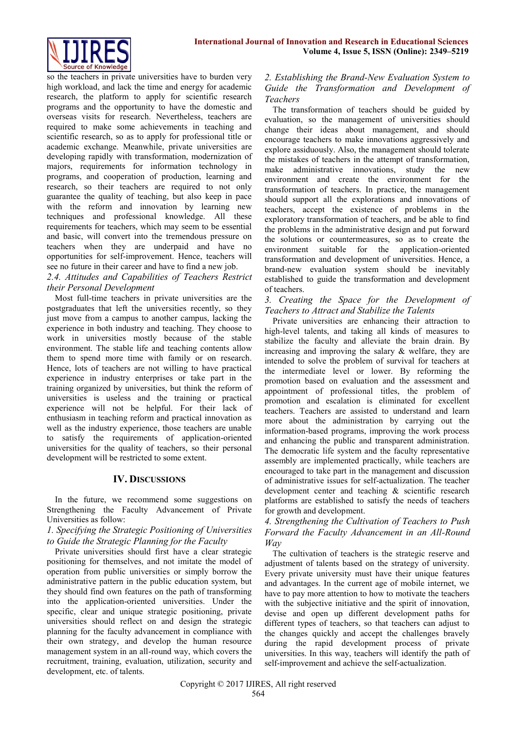so the teachers in private universities have to burden very high workload, and lack the time and energy for academic research, the platform to apply for scientific research programs and the opportunity to have the domestic and overseas visits for research. Nevertheless, teachers are required to make some achievements in teaching and scientific research, so as to apply for professional title or academic exchange. Meanwhile, private universities are developing rapidly with transformation, modernization of majors, requirements for information technology in programs, and cooperation of production, learning and research, so their teachers are required to not only guarantee the quality of teaching, but also keep in pace with the reform and innovation by learning new techniques and professional knowledge. All these requirements for teachers, which may seem to be essential and basic, will convert into the tremendous pressure on teachers when they are underpaid and have no opportunities for self-improvement. Hence, teachers will see no future in their career and have to find a new job.

### *2.4. Attitudes and Capabilities of Teachers Restrict their Personal Development*

Most full-time teachers in private universities are the postgraduates that left the universities recently, so they just move from a campus to another campus, lacking the experience in both industry and teaching. They choose to work in universities mostly because of the stable environment. The stable life and teaching contents allow them to spend more time with family or on research. Hence, lots of teachers are not willing to have practical experience in industry enterprises or take part in the training organized by universities, but think the reform of universities is useless and the training or practical experience will not be helpful. For their lack of enthusiasm in teaching reform and practical innovation as well as the industry experience, those teachers are unable to satisfy the requirements of application-oriented universities for the quality of teachers, so their personal development will be restricted to some extent.

## IV. Discussions

In the future, we recommend some suggestions on Strengthening the Faculty Advancement of Private Universities as follow:

### *1. Specifying the Strategic Positioning of Universities to Guide the Strategic Planning for the Faculty*

Private universities should first have a clear strategic positioning for themselves, and not imitate the model of operation from public universities or simply borrow the administrative pattern in the public education system, but they should find own features on the path of transforming into the application-oriented universities. Under the specific, clear and unique strategic positioning, private universities should reflect on and design the strategic planning for the faculty advancement in compliance with their own strategy, and develop the human resource management system in an all-round way, which covers the recruitment, training, evaluation, utilization, security and development, etc. of talents.

### *2. Establishing the Brand-New Evaluation System to Guide the Transformation and Development of Teachers*

The transformation of teachers should be guided by evaluation, so the management of universities should change their ideas about management, and should encourage teachers to make innovations aggressively and explore assiduously. Also, the management should tolerate the mistakes of teachers in the attempt of transformation, make administrative innovations, study the new environment and create the environment for the transformation of teachers. In practice, the management should support all the explorations and innovations of teachers, accept the existence of problems in the exploratory transformation of teachers, and be able to find the problems in the administrative design and put forward the solutions or countermeasures, so as to create the environment suitable for the application-oriented transformation and development of universities. Hence, a brand-new evaluation system should be inevitably established to guide the transformation and development of teachers.

### *3. Creating the Space for the Development of Teachers to Attract and Stabilize the Talents*

Private universities are enhancing their attraction to high-level talents, and taking all kinds of measures to stabilize the faculty and alleviate the brain drain. By increasing and improving the salary & welfare, they are intended to solve the problem of survival for teachers at the intermediate level or lower. By reforming the promotion based on evaluation and the assessment and appointment of professional titles, the problem of promotion and escalation is eliminated for excellent teachers. Teachers are assisted to understand and learn more about the administration by carrying out the information-based programs, improving the work process and enhancing the public and transparent administration. The democratic life system and the faculty representative assembly are implemented practically, while teachers are encouraged to take part in the management and discussion of administrative issues for self-actualization. The teacher development center and teaching & scientific research platforms are established to satisfy the needs of teachers for growth and development.

### *4. Strengthening the Cultivation of Teachers to Push Forward the Faculty Advancement in an All-Round Way*

The cultivation of teachers is the strategic reserve and adjustment of talents based on the strategy of university. Every private university must have their unique features and advantages. In the current age of mobile internet, we have to pay more attention to how to motivate the teachers with the subjective initiative and the spirit of innovation, devise and open up different development paths for different types of teachers, so that teachers can adjust to the changes quickly and accept the challenges bravely during the rapid development process of private universities. In this way, teachers will identify the path of self-improvement and achieve the self-actualization.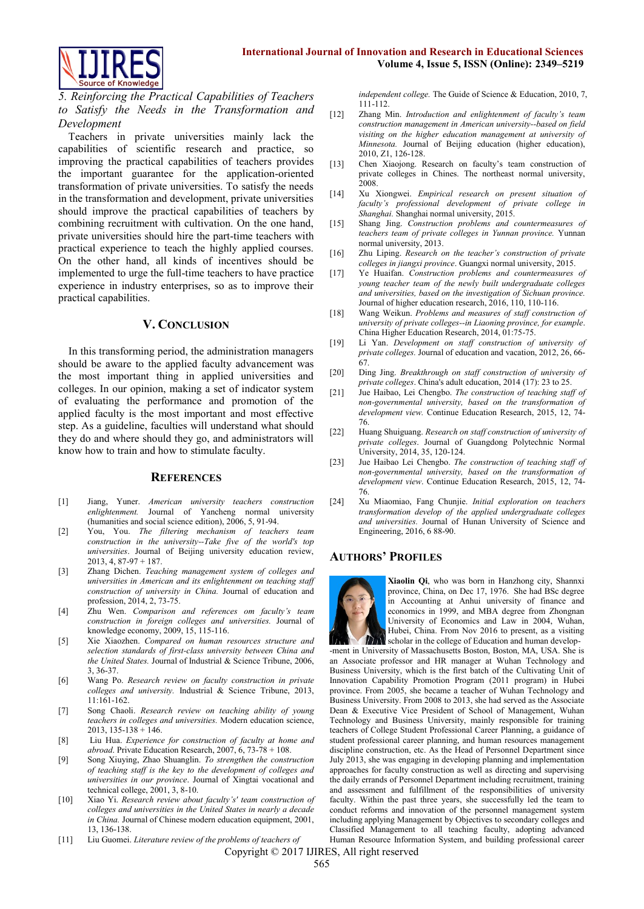*5. Reinforcing the Practical Capabilities of Teachers to Satisfy the Needs in the Transformation and Development*

Teachers in private universities mainly lack the capabilities of scientific research and practice, so improving the practical capabilities of teachers provides the important guarantee for the application-oriented transformation of private universities. To satisfy the needs in the transformation and development, private universities should improve the practical capabilities of teachers by combining recruitment with cultivation. On the one hand, private universities should hire the part-time teachers with practical experience to teach the highly applied courses. On the other hand, all kinds of incentives should be implemented to urge the full-time teachers to have practice experience in industry enterprises, so as to improve their practical capabilities.

## V. Conclusion

In this transforming period, the administration managers should be aware to the applied faculty advancement was the most important thing in applied universities and colleges. In our opinion, making a set of indicator system of evaluating the performance and promotion of the applied faculty is the most important and most effective step. As a guideline, faculties will understand what should they do and where should they go, and administrators will know how to train and how to stimulate faculty.

## References

[1] Jiang, Yuner. *American university teachers construction enlightenment.* Journal of Yancheng normal university (humanities and social science edition), 2006, 5, 91-94.

[2] You, You. *The filtering mechanism of teachers team construction in the university--Take five of the world's top universities*. Journal of Beijing university education review, 2013, 4, 87-97 + 187.

[3] Zhang Dichen. *Teaching management system of colleges and universities in American and its enlightenment on teaching staff construction of university in China.* Journal of education and profession, 2014, 2, 73-75.

[4] Zhu Wen. *Comparison and references om faculty's team construction in foreign colleges and universities.* Journal of knowledge economy, 2009, 15, 115-116.

[5] Xie Xiaozhen. *Compared on human resources structure and selection standards of first-class university between China and the United States.* Journal of Industrial & Science Tribune, 2006, 3, 36-37.

[6] Wang Po. *Research review on faculty construction in private colleges and university.* Industrial & Science Tribune, 2013, 11:161-162.

[7] Song Chaoli. *Research review on teaching ability of young teachers in colleges and universities.* Modern education science, 2013, 135-138 + 146.

[8] Liu Hua. *Experience for construction of faculty at home and abroad.* Private Education Research, 2007, 6, 73-78 + 108.

[9] Song Xiuying, Zhao Shuanglin. *To strengthen the construction of teaching staff is the key to the development of colleges and universities in our province*. Journal of Xingtai vocational and technical college, 2001, 3, 8-10.

[10] Xiao Yi. *Research review about faculty's' team construction of colleges and universities in the United States in nearly a decade in China.* Journal of Chinese modern education equipment, 2001, 13, 136-138.

[11] Liu Guomei. *Literature review of the problems of teachers of independent college.* The Guide of Science & Education, 2010, 7, 111-112.

[12] Zhang Min. *Introduction and enlightenment of faculty's team construction management in American university--based on field visiting on the higher education management at university of Minnesota.* Journal of Beijing education (higher education), 2010, Z1, 126-128.

[13] Chen Xiaojong. Research on faculty's team construction of private colleges in Chines. The northeast normal university, 2008.

[14] Xu Xiongwei. *Empirical research on present situation of faculty's professional development of private college in Shanghai.* Shanghai normal university, 2015.

[15] Shang Jing. *Construction problems and countermeasures of teachers team of private colleges in Yunnan province.* Yunnan normal university, 2013.

[16] Zhu Liping. *Research on the teacher's construction of private colleges in jiangxi province*. Guangxi normal university, 2015.

[17] Ye Huaifan. *Construction problems and countermeasures of young teacher team of the newly built undergraduate colleges and universities, based on the investigation of Sichuan province.* Journal of higher education research, 2016, 110, 110-116.

[18] Wang Weikun. *Problems and measures of staff construction of university of private colleges--in Liaoning province, for example*. China Higher Education Research, 2014, 01:75-75.

[19] Li Yan. *Development on staff construction of university of private colleges.* Journal of education and vacation, 2012, 26, 66-67.

[20] Ding Jing. *Breakthrough on staff construction of university of private colleges*. China's adult education, 2014 (17): 23 to 25.

[21] Jue Haibao, Lei Chengbo. *The construction of teaching staff of non-governmental university, based on the transformation of development view.* Continue Education Research, 2015, 12, 74-76.

[22] Huang Shuiguang. *Research on staff construction of university of private colleges.* Journal of Guangdong Polytechnic Normal University, 2014, 35, 120-124.

[23] Jue Haibao Lei Chengbo. *The construction of teaching staff of non-governmental university, based on the transformation of development view*. Continue Education Research, 2015, 12, 74-76.

[24] Xu Miaomiao, Fang Chunjie. *Initial exploration on teachers transformation develop of the applied undergraduate colleges and universities.* Journal of Hunan University of Science and Engineering, 2016, 6 88-90.

## Authors' Profiles

**Xiaolin Qi**, who was born in Hanzhong city, Shannxi province, China, on Dec 17, 1976. She had BSc degree in Accounting at Anhui university of finance and economics in 1999, and MBA degree from Zhongnan University of Economics and Law in 2004, Wuhan, Hubei, China. From Nov 2016 to present, as a visiting scholar in the college of Education and human development in University of Massachusetts Boston, Boston, MA, USA. She is an Associate professor and HR manager at Wuhan Technology and Business University, which is the first batch of the Cultivating Unit of Innovation Capability Promotion Program (2011 program) in Hubei province. From 2005, she became a teacher of Wuhan Technology and Business University. From 2008 to 2013, she had served as the Associate Dean & Executive Vice President of School of Management, Wuhan Technology and Business University, mainly responsible for training teachers of College Student Professional Career Planning, a guidance of student professional career planning, and human resources management discipline construction, etc. As the Head of Personnel Department since July 2013, she was engaging in developing planning and implementation approaches for faculty construction as well as directing and supervising the daily errands of Personnel Department including recruitment, training and assessment and fulfillment of the responsibilities of university faculty. Within the past three years, she successfully led the team to conduct reforms and innovation of the personnel management system including applying Management by Objectives to secondary colleges and Classified Management to all teaching faculty, adopting advanced Human Resource Information System, and building professional career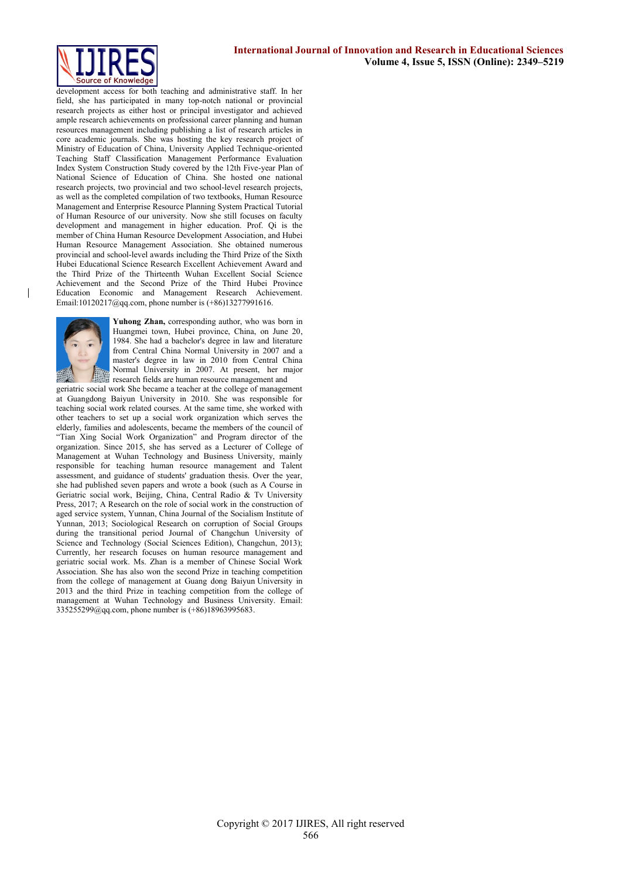development access for both teaching and administrative staff. In her field, she has participated in many top-notch national or provincial research projects as either host or principal investigator and achieved ample research achievements on professional career planning and human resources management including publishing a list of research articles in core academic journals. She was hosting the key research project of Ministry of Education of China, University Applied Technique-oriented Teaching Staff Classification Management Performance Evaluation Index System Construction Study covered by the 12th Five-year Plan of National Science of Education of China. She hosted one national research projects, two provincial and two school-level research projects, as well as the completed compilation of two textbooks, Human Resource Management and Enterprise Resource Planning System Practical Tutorial of Human Resource of our university. Now she still focuses on faculty development and management in higher education. Prof. Qi is the member of China Human Resource Development Association, and Hubei Human Resource Management Association. She obtained numerous provincial and school-level awards including the Third Prize of the Sixth Hubei Educational Science Research Excellent Achievement Award and the Third Prize of the Thirteenth Wuhan Excellent Social Science Achievement and the Second Prize of the Third Hubei Province Education Economic and Management Research Achievement. Email:10120217@qq.com, phone number is (+86)13277991616.

**Yuhong Zhan,** corresponding author, who was born in Huangmei town, Hubei province, China, on June 20, 1984. She had a bachelor's degree in law and literature from Central China Normal University in 2007 and a master's degree in law in 2010 from Central China Normal University in 2007. At present, her major research fields are human resource management and geriatric social work She became a teacher at the college of management at Guangdong Baiyun University in 2010. She was responsible for teaching social work related courses. At the same time, she worked with other teachers to set up a social work organization which serves the elderly, families and adolescents, became the members of the council of "Tian Xing Social Work Organization" and Program director of the organization. Since 2015, she has served as a Lecturer of College of Management at Wuhan Technology and Business University, mainly responsible for teaching human resource management and Talent assessment, and guidance of students' graduation thesis. Over the year, she had published seven papers and wrote a book (such as A Course in Geriatric social work, Beijing, China, Central Radio & Tv University Press, 2017; A Research on the role of social work in the construction of aged service system, Yunnan, China Journal of the Socialism Institute of Yunnan, 2013; Sociological Research on corruption of Social Groups during the transitional period Journal of Changchun University of Science and Technology (Social Sciences Edition), Changchun, 2013); Currently, her research focuses on human resource management and geriatric social work. Ms. Zhan is a member of Chinese Social Work Association. She has also won the second Prize in teaching competition from the college of management at Guang dong Baiyun University in 2013 and the third Prize in teaching competition from the college of management at Wuhan Technology and Business University. Email: 335255299@qq.com, phone number is (+86)18963995683.